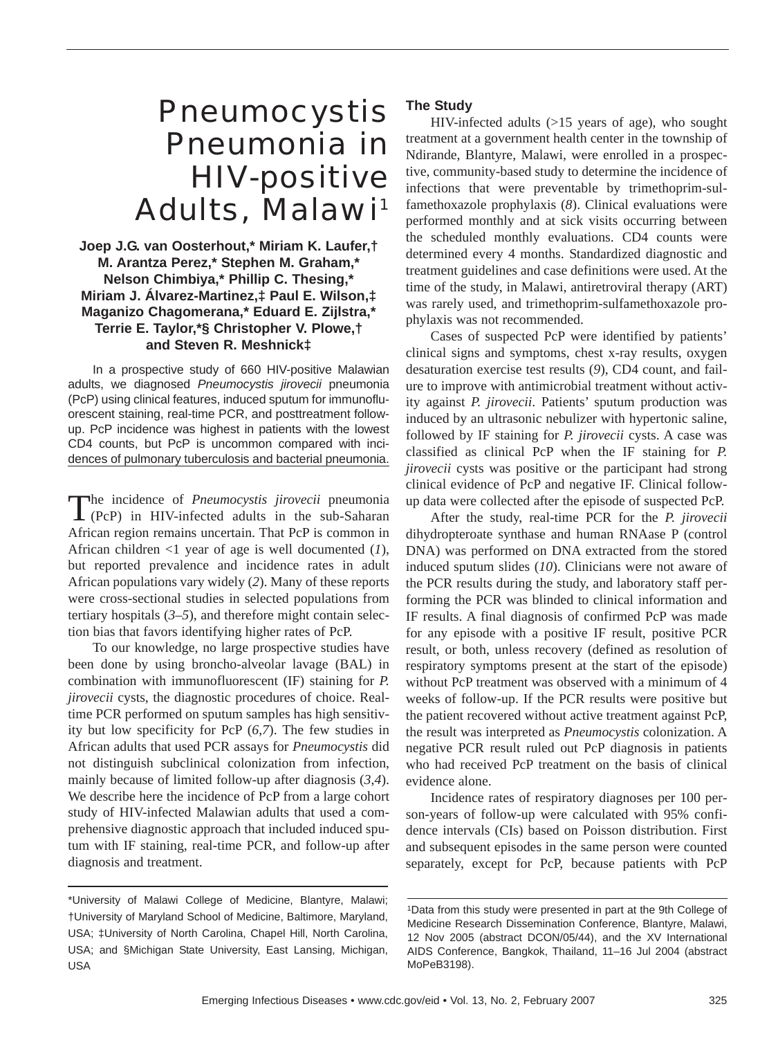# Pneumocystis Pneumonia in HIV-positive Adults, Malawi[1]

**Joep J.G. van Oosterhout,* Miriam K. Laufer,† M. Arantza Perez,* Stephen M. Graham,* Nelson Chimbiya,* Phillip C. Thesing,* Miriam J. Álvarez-Martinez,‡ Paul E. Wilson,‡ Maganizo Chagomerana,* Eduard E. Zijlstra,* Terrie E. Taylor,*§ Christopher V. Plowe,† and Steven R. Meshnick‡**

In a prospective study of 660 HIV-positive Malawian adults, we diagnosed *Pneumocystis jirovecii* pneumonia (PcP) using clinical features, induced sputum for immunofluorescent staining, real-time PCR, and posttreatment follow-up. PcP incidence was highest in patients with the lowest CD4 counts, but PcP is uncommon compared with incidences of pulmonary tuberculosis and bacterial pneumonia.

The incidence of *Pneumocystis jirovecii* pneumonia (PcP) in HIV-infected adults in the sub-Saharan African region remains uncertain. That PcP is common in African children <1 year of age is well documented (*1*), but reported prevalence and incidence rates in adult African populations vary widely (*2*). Many of these reports were cross-sectional studies in selected populations from tertiary hospitals (*3–5*), and therefore might contain selection bias that favors identifying higher rates of PcP.

To our knowledge, no large prospective studies have been done by using broncho-alveolar lavage (BAL) in combination with immunofluorescent (IF) staining for *P. jirovecii* cysts, the diagnostic procedures of choice. Real-time PCR performed on sputum samples has high sensitivity but low specificity for PcP (*6,7*). The few studies in African adults that used PCR assays for *Pneumocystis* did not distinguish subclinical colonization from infection, mainly because of limited follow-up after diagnosis (*3,4*). We describe here the incidence of PcP from a large cohort study of HIV-infected Malawian adults that used a comprehensive diagnostic approach that included induced sputum with IF staining, real-time PCR, and follow-up after diagnosis and treatment.

*University of Malawi College of Medicine, Blantyre, Malawi; †University of Maryland School of Medicine, Baltimore, Maryland, USA; ‡University of North Carolina, Chapel Hill, North Carolina, USA; and §Michigan State University, East Lansing, Michigan, USA

## The Study

HIV-infected adults (>15 years of age), who sought treatment at a government health center in the township of Ndirande, Blantyre, Malawi, were enrolled in a prospective, community-based study to determine the incidence of infections that were preventable by trimethoprim-sulfamethoxazole prophylaxis (*8*). Clinical evaluations were performed monthly and at sick visits occurring between the scheduled monthly evaluations. CD4 counts were determined every 4 months. Standardized diagnostic and treatment guidelines and case definitions were used. At the time of the study, in Malawi, antiretroviral therapy (ART) was rarely used, and trimethoprim-sulfamethoxazole prophylaxis was not recommended.

Cases of suspected PcP were identified by patients' clinical signs and symptoms, chest x-ray results, oxygen desaturation exercise test results (*9*), CD4 count, and failure to improve with antimicrobial treatment without activity against *P. jirovecii*. Patients' sputum production was induced by an ultrasonic nebulizer with hypertonic saline, followed by IF staining for *P. jirovecii* cysts. A case was classified as clinical PcP when the IF staining for *P. jirovecii* cysts was positive or the participant had strong clinical evidence of PcP and negative IF. Clinical follow-up data were collected after the episode of suspected PcP.

After the study, real-time PCR for the *P. jirovecii* dihydropteroate synthase and human RNAase P (control DNA) was performed on DNA extracted from the stored induced sputum slides (*10*). Clinicians were not aware of the PCR results during the study, and laboratory staff performing the PCR was blinded to clinical information and IF results. A final diagnosis of confirmed PcP was made for any episode with a positive IF result, positive PCR result, or both, unless recovery (defined as resolution of respiratory symptoms present at the start of the episode) without PcP treatment was observed with a minimum of 4 weeks of follow-up. If the PCR results were positive but the patient recovered without active treatment against PcP, the result was interpreted as *Pneumocystis* colonization. A negative PCR result ruled out PcP diagnosis in patients who had received PcP treatment on the basis of clinical evidence alone.

Incidence rates of respiratory diagnoses per 100 person-years of follow-up were calculated with 95% confidence intervals (CIs) based on Poisson distribution. First and subsequent episodes in the same person were counted separately, except for PcP, because patients with PcP

[1]Data from this study were presented in part at the 9th College of Medicine Research Dissemination Conference, Blantyre, Malawi, 12 Nov 2005 (abstract DCON/05/44), and the XV International AIDS Conference, Bangkok, Thailand, 11–16 Jul 2004 (abstract MoPeB3198).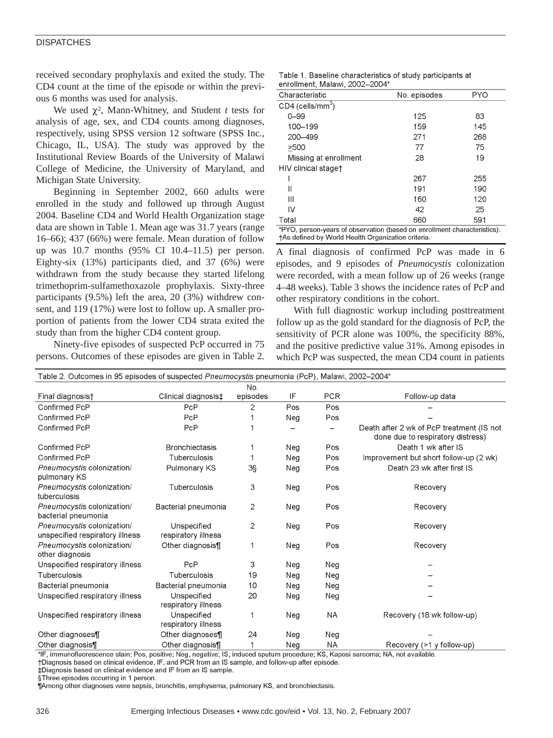received secondary prophylaxis and exited the study. The CD4 count at the time of the episode or within the previous 6 months was used for analysis.

We used $\chi^2$, Mann-Whitney, and Student *t* tests for analysis of age, sex, and CD4 counts among diagnoses, respectively, using SPSS version 12 software (SPSS Inc., Chicago, IL, USA). The study was approved by the Institutional Review Boards of the University of Malawi College of Medicine, the University of Maryland, and Michigan State University.

Beginning in September 2002, 660 adults were enrolled in the study and followed up through August 2004. Baseline CD4 and World Health Organization stage data are shown in Table 1. Mean age was 31.7 years (range 16–66); 437 (66%) were female. Mean duration of follow up was 10.7 months (95% CI 10.4–11.5) per person. Eighty-six (13%) participants died, and 37 (6%) were withdrawn from the study because they started lifelong trimethoprim-sulfamethoxazole prophylaxis. Sixty-three participants (9.5%) left the area, 20 (3%) withdrew consent, and 119 (17%) were lost to follow up. A smaller proportion of patients from the lower CD4 strata exited the study than from the higher CD4 content group.

Ninety-five episodes of suspected PcP occurred in 75 persons. Outcomes of these episodes are given in Table 2.

Table 1. Baseline characteristics of study participants at enrollment, Malawi, 2002–2004*

| Characteristic | No. episodes | PYO |
|---|---|---|
| CD4 (cells/mm$^3$) | | |
| 0–99 | 125 | 83 |
| 100–199 | 159 | 145 |
| 200–499 | 271 | 268 |
| ≥500 | 77 | 75 |
| Missing at enrollment | 28 | 19 |
| HIV clinical stage† | | |
| I | 267 | 255 |
| II | 191 | 190 |
| III | 160 | 120 |
| IV | 42 | 25 |
| Total | 660 | 591 |

*PYO, person-years of observation (based on enrollment characteristics).
†As defined by World Health Organization criteria.

A final diagnosis of confirmed PcP was made in 6 episodes, and 9 episodes of *Pneumocystis* colonization were recorded, with a mean follow up of 26 weeks (range 4–48 weeks). Table 3 shows the incidence rates of PcP and other respiratory conditions in the cohort.

With full diagnostic workup including posttreatment follow up as the gold standard for the diagnosis of PcP, the sensitivity of PCR alone was 100%, the specificity 88%, and the positive predictive value 31%. Among episodes in which PcP was suspected, the mean CD4 count in patients

Table 2. Outcomes in 95 episodes of suspected *Pneumocystis* pneumonia (PcP), Malawi, 2002–2004*

| Final diagnosis† | Clinical diagnosis‡ | No. episodes | IF | PCR | Follow-up data |
|---|---|---|---|---|---|
| Confirmed PcP | PcP | 2 | Pos | Pos | – |
| Confirmed PcP | PcP | 1 | Neg | Pos | – |
| Confirmed PcP | PcP | 1 | – | – | Death after 2 wk of PcP treatment (IS not done due to respiratory distress) |
| Confirmed PcP | Bronchiectasis | 1 | Neg | Pos | Death 1 wk after IS |
| Confirmed PcP | Tuberculosis | 1 | Neg | Pos | Improvement but short follow-up (2 wk) |
| *Pneumocystis* colonization/ pulmonary KS | Pulmonary KS | 3§ | Neg | Pos | Death 23 wk after first IS |
| *Pneumocystis* colonization/ tuberculosis | Tuberculosis | 3 | Neg | Pos | Recovery |
| *Pneumocystis* colonization/ bacterial pneumonia | Bacterial pneumonia | 2 | Neg | Pos | Recovery |
| *Pneumocystis* colonization/ unspecified respiratory illness | Unspecified respiratory illness | 2 | Neg | Pos | Recovery |
| *Pneumocystis* colonization/ other diagnosis | Other diagnosis¶ | 1 | Neg | Pos | Recovery |
| Unspecified respiratory illness | PcP | 3 | Neg | Neg | – |
| Tuberculosis | Tuberculosis | 19 | Neg | Neg | – |
| Bacterial pneumonia | Bacterial pneumonia | 10 | Neg | Neg | – |
| Unspecified respiratory illness | Unspecified respiratory illness | 20 | Neg | Neg | – |
| Unspecified respiratory illness | Unspecified respiratory illness | 1 | Neg | NA | Recovery (18 wk follow-up) |
| Other diagnoses¶ | Other diagnoses¶ | 24 | Neg | Neg | – |
| Other diagnosis¶ | Other diagnosis¶ | 1 | Neg | NA | Recovery (>1 y follow-up) |

*IF, immunofluorescence stain; Pos, positive; Neg, negative; IS, induced sputum procedure; KS, Kaposi sarcoma; NA, not available.
†Diagnosis based on clinical evidence, IF, and PCR from an IS sample, and follow-up after episode.
‡Diagnosis based on clinical evidence and IF from an IS sample.
§Three episodes occurring in 1 person.
¶Among other diagnoses were sepsis, bronchitis, emphysema, pulmonary KS, and bronchiectasis.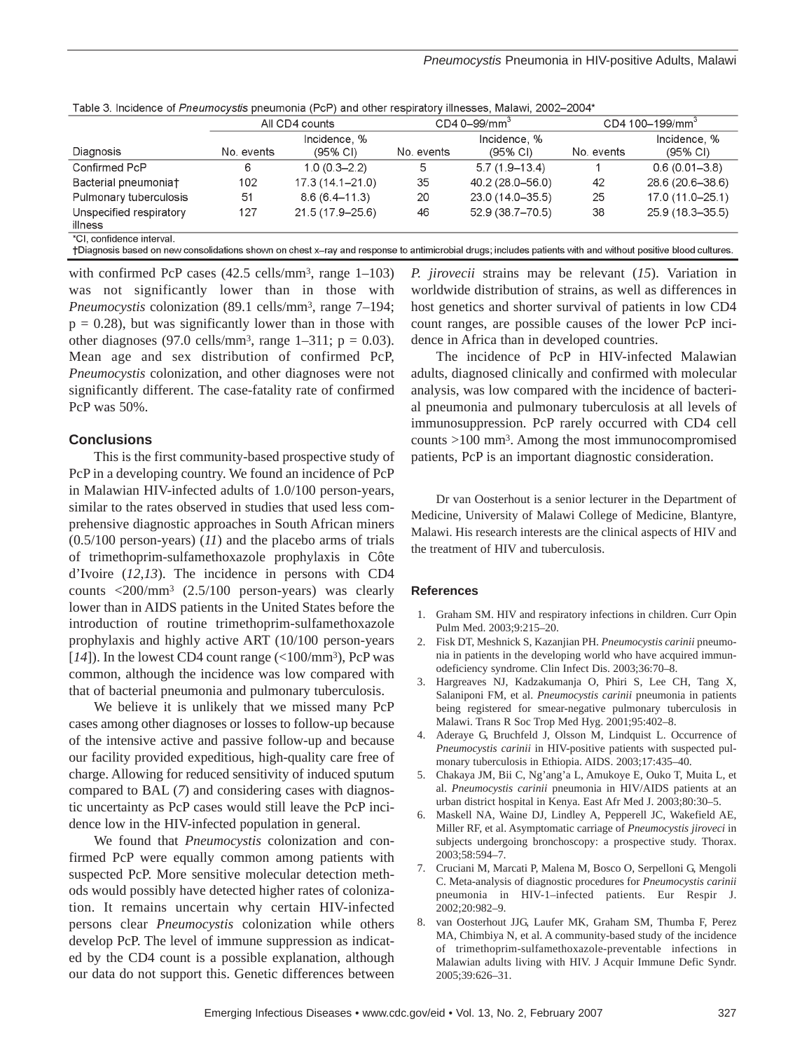Table 3. Incidence of *Pneumocystis* pneumonia (PcP) and other respiratory illnesses, Malawi, 2002–2004*

| Diagnosis | All CD4 counts | | CD4 0–99/mm[3] | | CD4 100–199/mm[3] | |
|---|---|---|---|---|---|---|
| | No. events | Incidence, % (95% CI) | No. events | Incidence, % (95% CI) | No. events | Incidence, % (95% CI) |
| Confirmed PcP | 6 | 1.0 (0.3–2.2) | 5 | 5.7 (1.9–13.4) | 1 | 0.6 (0.01–3.8) |
| Bacterial pneumonia† | 102 | 17.3 (14.1–21.0) | 35 | 40.2 (28.0–56.0) | 42 | 28.6 (20.6–38.6) |
| Pulmonary tuberculosis | 51 | 8.6 (6.4–11.3) | 20 | 23.0 (14.0–35.5) | 25 | 17.0 (11.0–25.1) |
| Unspecified respiratory illness | 127 | 21.5 (17.9–25.6) | 46 | 52.9 (38.7–70.5) | 38 | 25.9 (18.3–35.5) |

*CI, confidence interval.
†Diagnosis based on new consolidations shown on chest x-ray and response to antimicrobial drugs; includes patients with and without positive blood cultures.

with confirmed PcP cases (42.5 cells/mm³, range 1–103) was not significantly lower than in those with *Pneumocystis* colonization (89.1 cells/mm³, range 7–194; $p = 0.28$), but was significantly lower than in those with other diagnoses (97.0 cells/mm³, range 1–311; $p = 0.03$). Mean age and sex distribution of confirmed PcP, *Pneumocystis* colonization, and other diagnoses were not significantly different. The case-fatality rate of confirmed PcP was 50%.

## Conclusions

This is the first community-based prospective study of PcP in a developing country. We found an incidence of PcP in Malawian HIV-infected adults of 1.0/100 person-years, similar to the rates observed in studies that used less comprehensive diagnostic approaches in South African miners (0.5/100 person-years) (*11*) and the placebo arms of trials of trimethoprim-sulfamethoxazole prophylaxis in Côte d'Ivoire (*12*,*13*). The incidence in persons with CD4 counts <200/mm³ (2.5/100 person-years) was clearly lower than in AIDS patients in the United States before the introduction of routine trimethoprim-sulfamethoxazole prophylaxis and highly active ART (10/100 person-years [*14*]). In the lowest CD4 count range (<100/mm³), PcP was common, although the incidence was low compared with that of bacterial pneumonia and pulmonary tuberculosis.

We believe it is unlikely that we missed many PcP cases among other diagnoses or losses to follow-up because of the intensive active and passive follow-up and because our facility provided expeditious, high-quality care free of charge. Allowing for reduced sensitivity of induced sputum compared to BAL (*7*) and considering cases with diagnostic uncertainty as PcP cases would still leave the PcP incidence low in the HIV-infected population in general.

We found that *Pneumocystis* colonization and confirmed PcP were equally common among patients with suspected PcP. More sensitive molecular detection methods would possibly have detected higher rates of colonization. It remains uncertain why certain HIV-infected persons clear *Pneumocystis* colonization while others develop PcP. The level of immune suppression as indicated by the CD4 count is a possible explanation, although our data do not support this. Genetic differences between *P. jirovecii* strains may be relevant (*15*). Variation in worldwide distribution of strains, as well as differences in host genetics and shorter survival of patients in low CD4 count ranges, are possible causes of the lower PcP incidence in Africa than in developed countries.

The incidence of PcP in HIV-infected Malawian adults, diagnosed clinically and confirmed with molecular analysis, was low compared with the incidence of bacterial pneumonia and pulmonary tuberculosis at all levels of immunosuppression. PcP rarely occurred with CD4 cell counts >100 mm³. Among the most immunocompromised patients, PcP is an important diagnostic consideration.

Dr van Oosterhout is a senior lecturer in the Department of Medicine, University of Malawi College of Medicine, Blantyre, Malawi. His research interests are the clinical aspects of HIV and the treatment of HIV and tuberculosis.

## References

1. Graham SM. HIV and respiratory infections in children. Curr Opin Pulm Med. 2003;9:215–20.
2. Fisk DT, Meshnick S, Kazanjian PH. *Pneumocystis carinii* pneumonia in patients in the developing world who have acquired immunodeficiency syndrome. Clin Infect Dis. 2003;36:70–8.
3. Hargreaves NJ, Kadzakumanja O, Phiri S, Lee CH, Tang X, Salaniponi FM, et al. *Pneumocystis carinii* pneumonia in patients being registered for smear-negative pulmonary tuberculosis in Malawi. Trans R Soc Trop Med Hyg. 2001;95:402–8.
4. Aderaye G, Bruchfeld J, Olsson M, Lindquist L. Occurrence of *Pneumocystis carinii* in HIV-positive patients with suspected pulmonary tuberculosis in Ethiopia. AIDS. 2003;17:435–40.
5. Chakaya JM, Bii C, Ng'ang'a L, Amukoye E, Ouko T, Muita L, et al. *Pneumocystis carinii* pneumonia in HIV/AIDS patients at an urban district hospital in Kenya. East Afr Med J. 2003;80:30–5.
6. Maskell NA, Waine DJ, Lindley A, Pepperell JC, Wakefield AE, Miller RF, et al. Asymptomatic carriage of *Pneumocystis jiroveci* in subjects undergoing bronchoscopy: a prospective study. Thorax. 2003;58:594–7.
7. Cruciani M, Marcati P, Malena M, Bosco O, Serpelloni G, Mengoli C. Meta-analysis of diagnostic procedures for *Pneumocystis carinii* pneumonia in HIV-1–infected patients. Eur Respir J. 2002;20:982–9.
8. van Oosterhout JJG, Laufer MK, Graham SM, Thumba F, Perez MA, Chimbiya N, et al. A community-based study of the incidence of trimethoprim-sulfamethoxazole-preventable infections in Malawian adults living with HIV. J Acquir Immune Defic Syndr. 2005;39:626–31.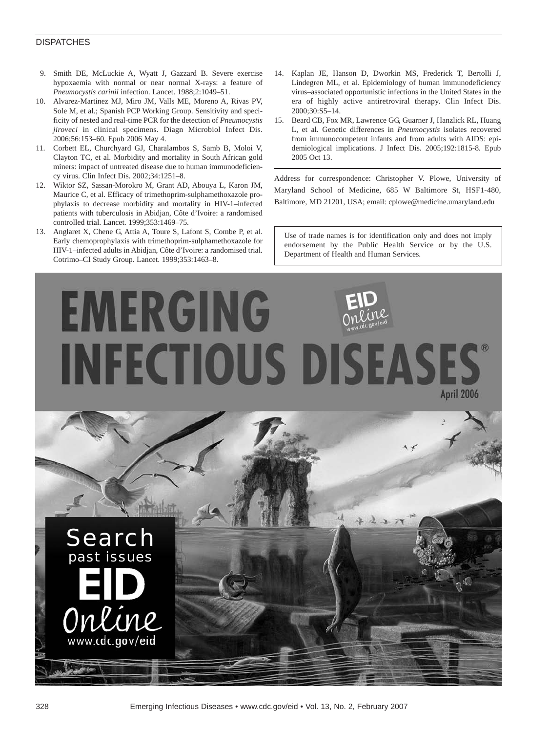9. Smith DE, McLuckie A, Wyatt J, Gazzard B. Severe exercise hypoxaemia with normal or near normal X-rays: a feature of *Pneumocystis carinii* infection. Lancet. 1988;2:1049–51.
10. Alvarez-Martinez MJ, Miro JM, Valls ME, Moreno A, Rivas PV, Sole M, et al.; Spanish PCP Working Group. Sensitivity and specificity of nested and real-time PCR for the detection of *Pneumocystis jiroveci* in clinical specimens. Diagn Microbiol Infect Dis. 2006;56:153–60. Epub 2006 May 4.
11. Corbett EL, Churchyard GJ, Charalambos S, Samb B, Moloi V, Clayton TC, et al. Morbidity and mortality in South African gold miners: impact of untreated disease due to human immunodeficiency virus. Clin Infect Dis. 2002;34:1251–8.
12. Wiktor SZ, Sassan-Morokro M, Grant AD, Abouya L, Karon JM, Maurice C, et al. Efficacy of trimethoprim-sulphamethoxazole prophylaxis to decrease morbidity and mortality in HIV-1–infected patients with tuberculosis in Abidjan, Côte d'Ivoire: a randomised controlled trial. Lancet. 1999;353:1469–75.
13. Anglaret X, Chene G, Attia A, Toure S, Lafont S, Combe P, et al. Early chemoprophylaxis with trimethoprim-sulphamethoxazole for HIV-1–infected adults in Abidjan, Côte d'Ivoire: a randomised trial. Cotrimo–CI Study Group. Lancet. 1999;353:1463–8.
14. Kaplan JE, Hanson D, Dworkin MS, Frederick T, Bertolli J, Lindegren ML, et al. Epidemiology of human immunodeficiency virus–associated opportunistic infections in the United States in the era of highly active antiretroviral therapy. Clin Infect Dis. 2000;30:S5–14.
15. Beard CB, Fox MR, Lawrence GG, Guarner J, Hanzlick RL, Huang L, et al. Genetic differences in *Pneumocystis* isolates recovered from immunocompetent infants and from adults with AIDS: epidemiological implications. J Infect Dis. 2005;192:1815-8. Epub 2005 Oct 13.

Address for correspondence: Christopher V. Plowe, University of Maryland School of Medicine, 685 W Baltimore St, HSF1-480, Baltimore, MD 21201, USA; email: cplowe@medicine.umaryland.edu

Use of trade names is for identification only and does not imply endorsement by the Public Health Service or by the U.S. Department of Health and Human Services.

EMERGING INFECTIOUS DISEASES®

EID Online www.cdc.gov/eid

April 2006

Search past issues

EID Online

www.cdc.gov/eid